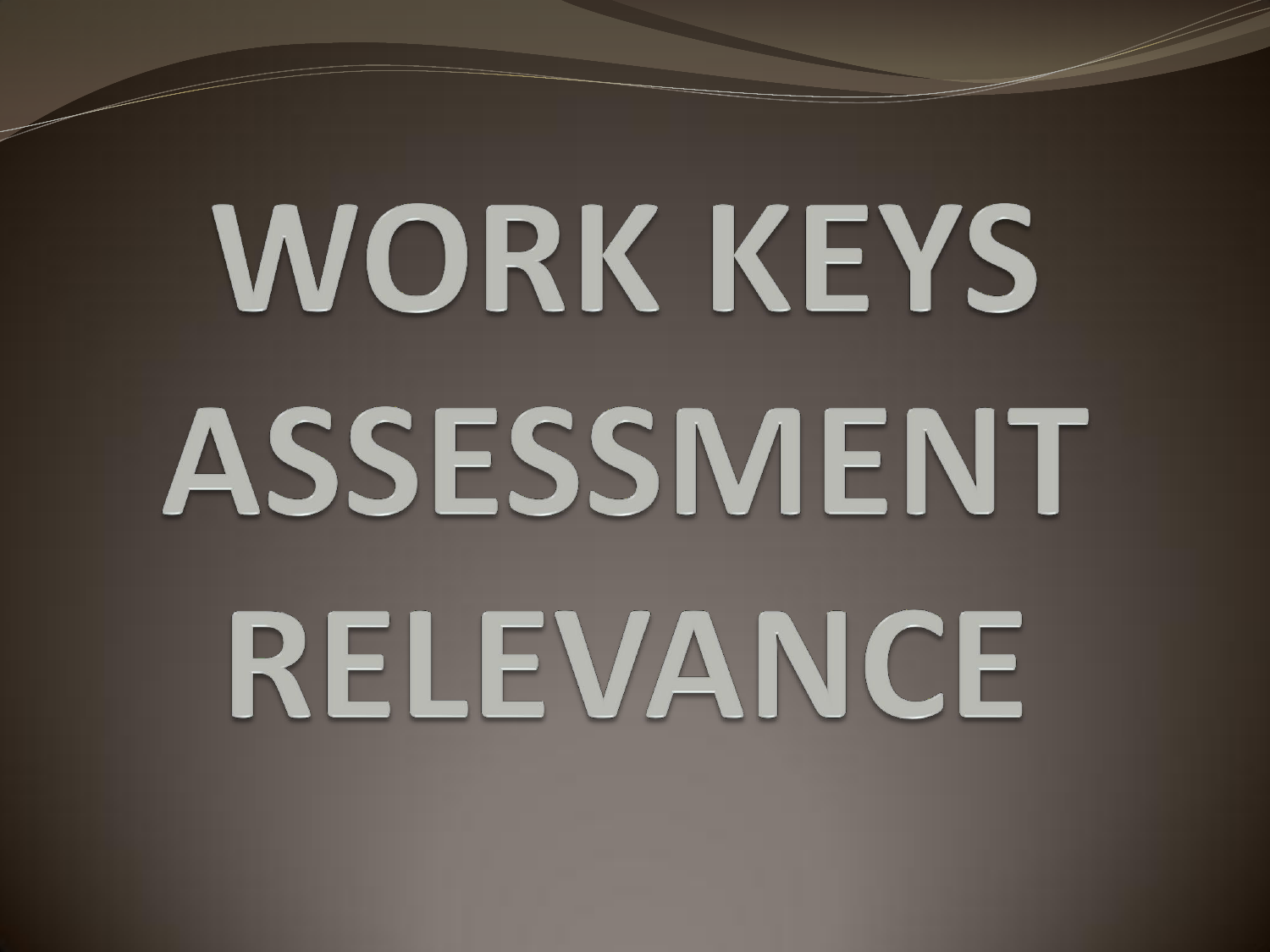# WORK KEYS ASSESSMENT RELEVANCE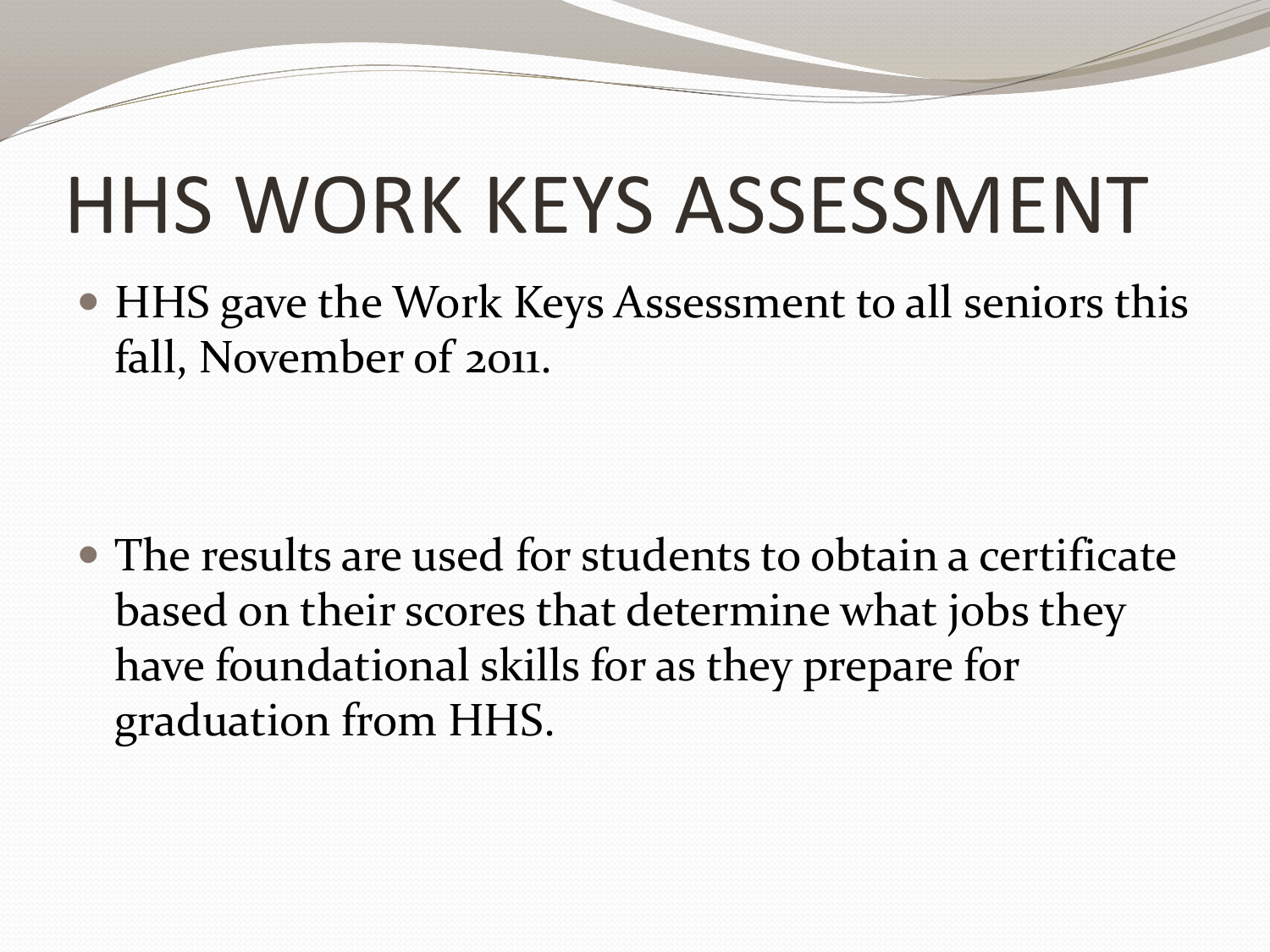# HHS WORK KEYS ASSESSMENT

- HHS gave the Work Keys Assessment to all seniors this fall, November of 2011.

- The results are used for students to obtain a certificate based on their scores that determine what jobs they have foundational skills for as they prepare for graduation from HHS.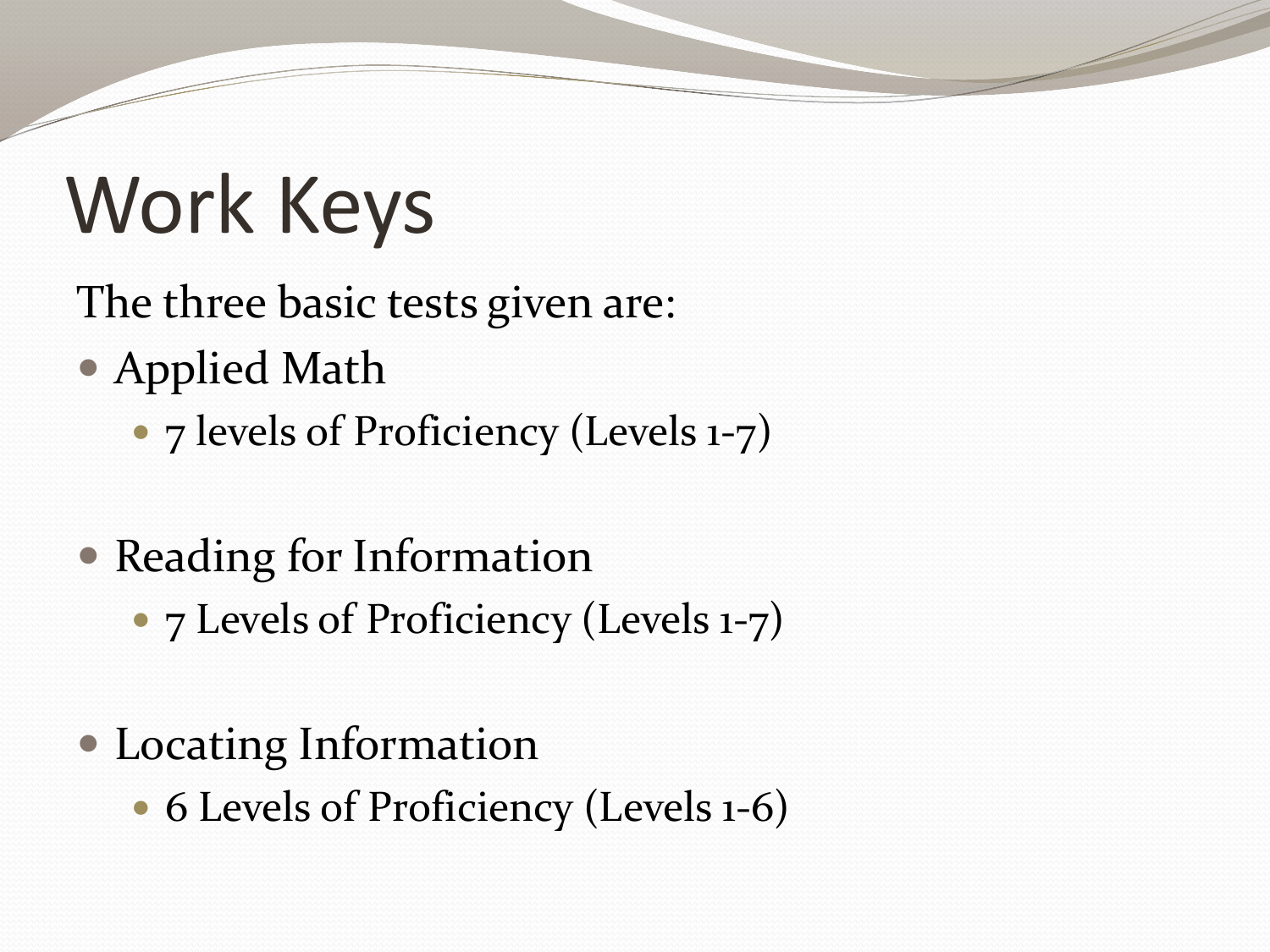# Work Keys

The three basic tests given are:

- Applied Math
  - 7 levels of Proficiency (Levels 1-7)
- Reading for Information
  - 7 Levels of Proficiency (Levels 1-7)
- Locating Information
  - 6 Levels of Proficiency (Levels 1-6)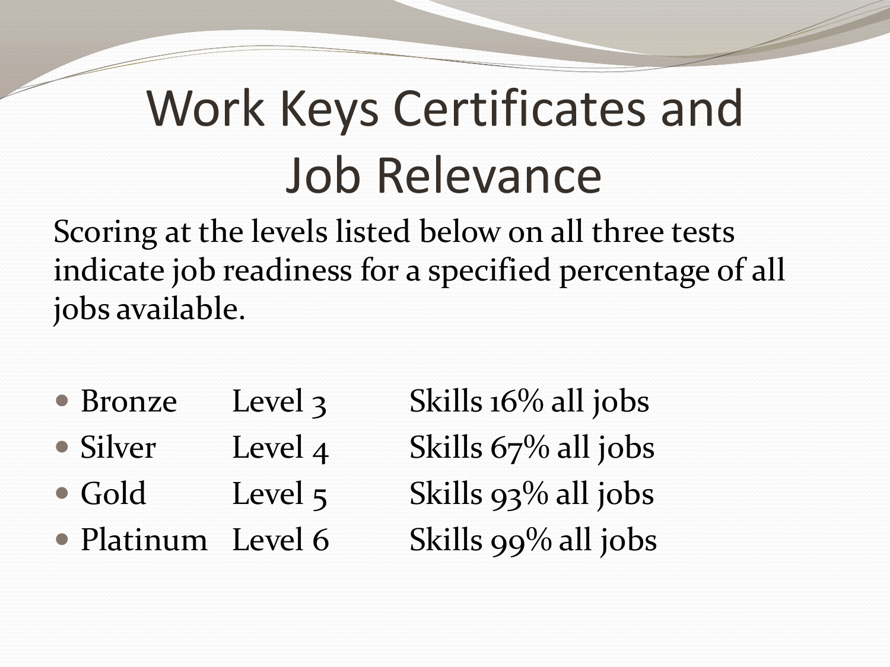# Work Keys Certificates and Job Relevance

Scoring at the levels listed below on all three tests indicate job readiness for a specified percentage of all jobs available.

- Bronze Level 3 Skills 16% all jobs
- Silver Level 4 Skills 67% all jobs
- Gold Level 5 Skills 93% all jobs
- Platinum Level 6 Skills 99% all jobs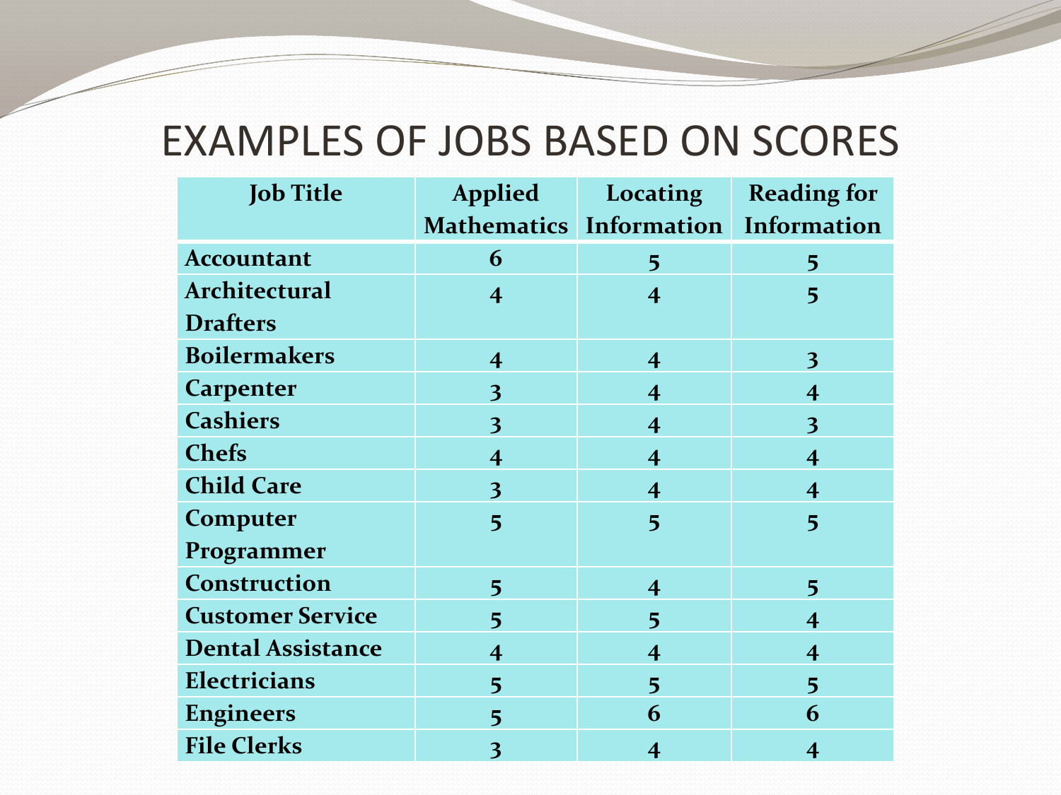# EXAMPLES OF JOBS BASED ON SCORES

| Job Title | Applied Mathematics | Locating Information | Reading for Information |
|---|---|---|---|
| **Accountant** | 6 | 5 | 5 |
| **Architectural Drafters** | 4 | 4 | 5 |
| **Boilermakers** | 4 | 4 | 3 |
| **Carpenter** | 3 | 4 | 4 |
| **Cashiers** | 3 | 4 | 3 |
| **Chefs** | 4 | 4 | 4 |
| **Child Care** | 3 | 4 | 4 |
| **Computer Programmer** | 5 | 5 | 5 |
| **Construction** | 5 | 4 | 5 |
| **Customer Service** | 5 | 5 | 4 |
| **Dental Assistance** | 4 | 4 | 4 |
| **Electricians** | 5 | 5 | 5 |
| **Engineers** | 5 | 6 | 6 |
| **File Clerks** | 3 | 4 | 4 |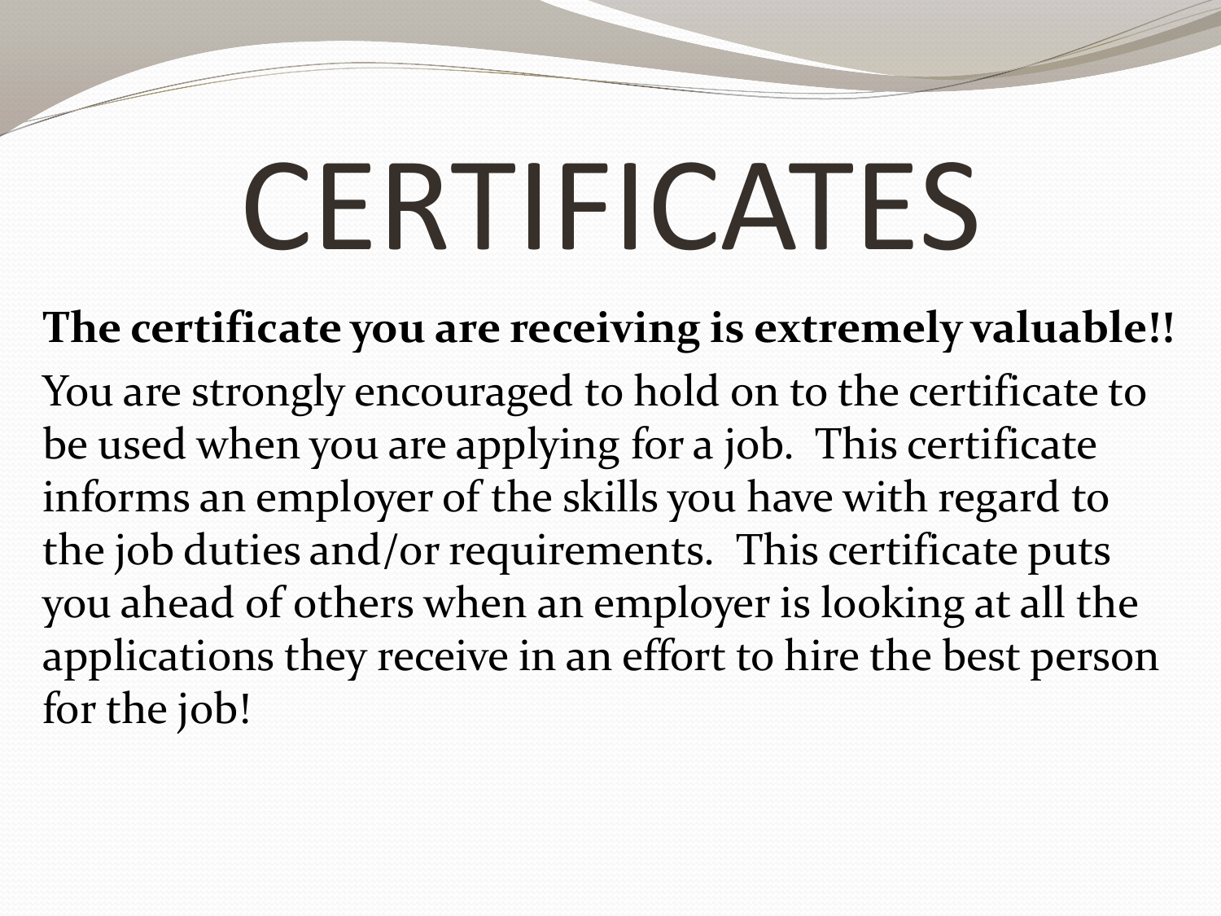# CERTIFICATES

**The certificate you are receiving is extremely valuable!!**

You are strongly encouraged to hold on to the certificate to be used when you are applying for a job. This certificate informs an employer of the skills you have with regard to the job duties and/or requirements. This certificate puts you ahead of others when an employer is looking at all the applications they receive in an effort to hire the best person for the job!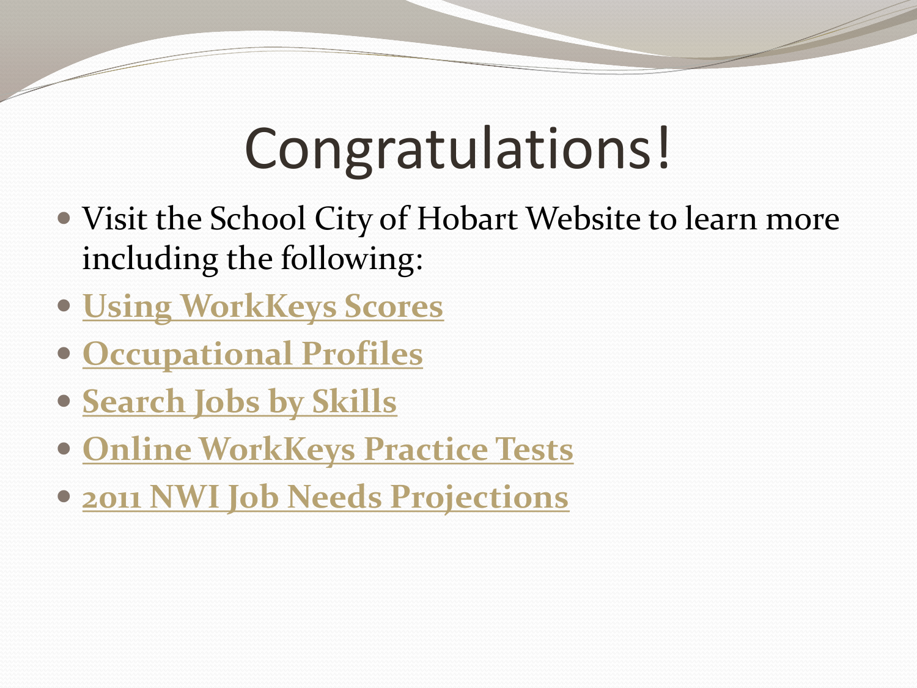# Congratulations!

- Visit the School City of Hobart Website to learn more including the following:
- **Using WorkKeys Scores**
- **Occupational Profiles**
- **Search Jobs by Skills**
- **Online WorkKeys Practice Tests**
- **2011 NWI Job Needs Projections**